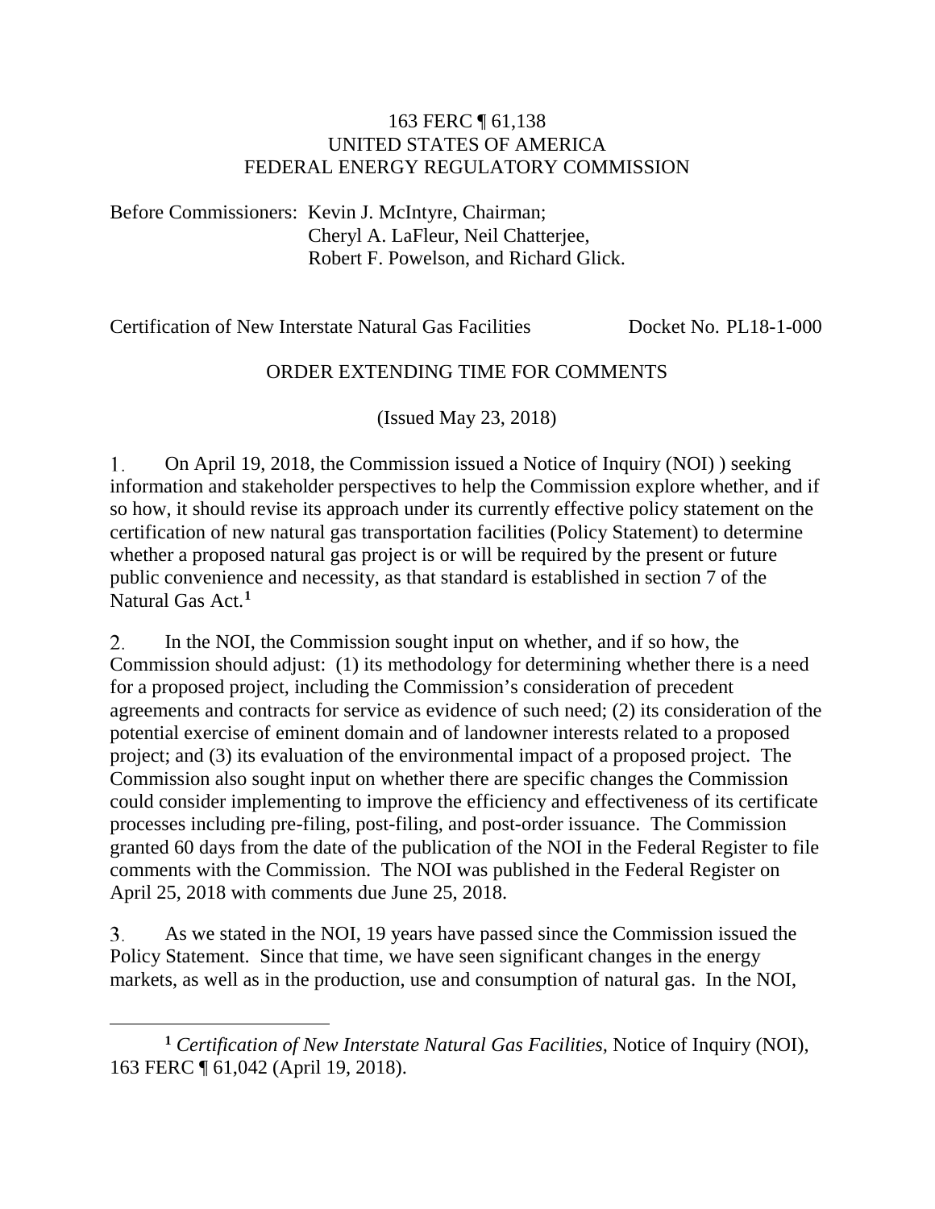163 FERC ¶ 61,138
UNITED STATES OF AMERICA
FEDERAL ENERGY REGULATORY COMMISSION

Before Commissioners: Kevin J. McIntyre, Chairman;
Cheryl A. LaFleur, Neil Chatterjee,
Robert F. Powelson, and Richard Glick.

Certification of New Interstate Natural Gas Facilities Docket No. PL18-1-000

ORDER EXTENDING TIME FOR COMMENTS

(Issued May 23, 2018)

1. On April 19, 2018, the Commission issued a Notice of Inquiry (NOI) ) seeking information and stakeholder perspectives to help the Commission explore whether, and if so how, it should revise its approach under its currently effective policy statement on the certification of new natural gas transportation facilities (Policy Statement) to determine whether a proposed natural gas project is or will be required by the present or future public convenience and necessity, as that standard is established in section 7 of the Natural Gas Act.[1]

2. In the NOI, the Commission sought input on whether, and if so how, the Commission should adjust: (1) its methodology for determining whether there is a need for a proposed project, including the Commission's consideration of precedent agreements and contracts for service as evidence of such need; (2) its consideration of the potential exercise of eminent domain and of landowner interests related to a proposed project; and (3) its evaluation of the environmental impact of a proposed project. The Commission also sought input on whether there are specific changes the Commission could consider implementing to improve the efficiency and effectiveness of its certificate processes including pre-filing, post-filing, and post-order issuance. The Commission granted 60 days from the date of the publication of the NOI in the Federal Register to file comments with the Commission. The NOI was published in the Federal Register on April 25, 2018 with comments due June 25, 2018.

3. As we stated in the NOI, 19 years have passed since the Commission issued the Policy Statement. Since that time, we have seen significant changes in the energy markets, as well as in the production, use and consumption of natural gas. In the NOI,

---

[1] *Certification of New Interstate Natural Gas Facilities,* Notice of Inquiry (NOI), 163 FERC ¶ 61,042 (April 19, 2018).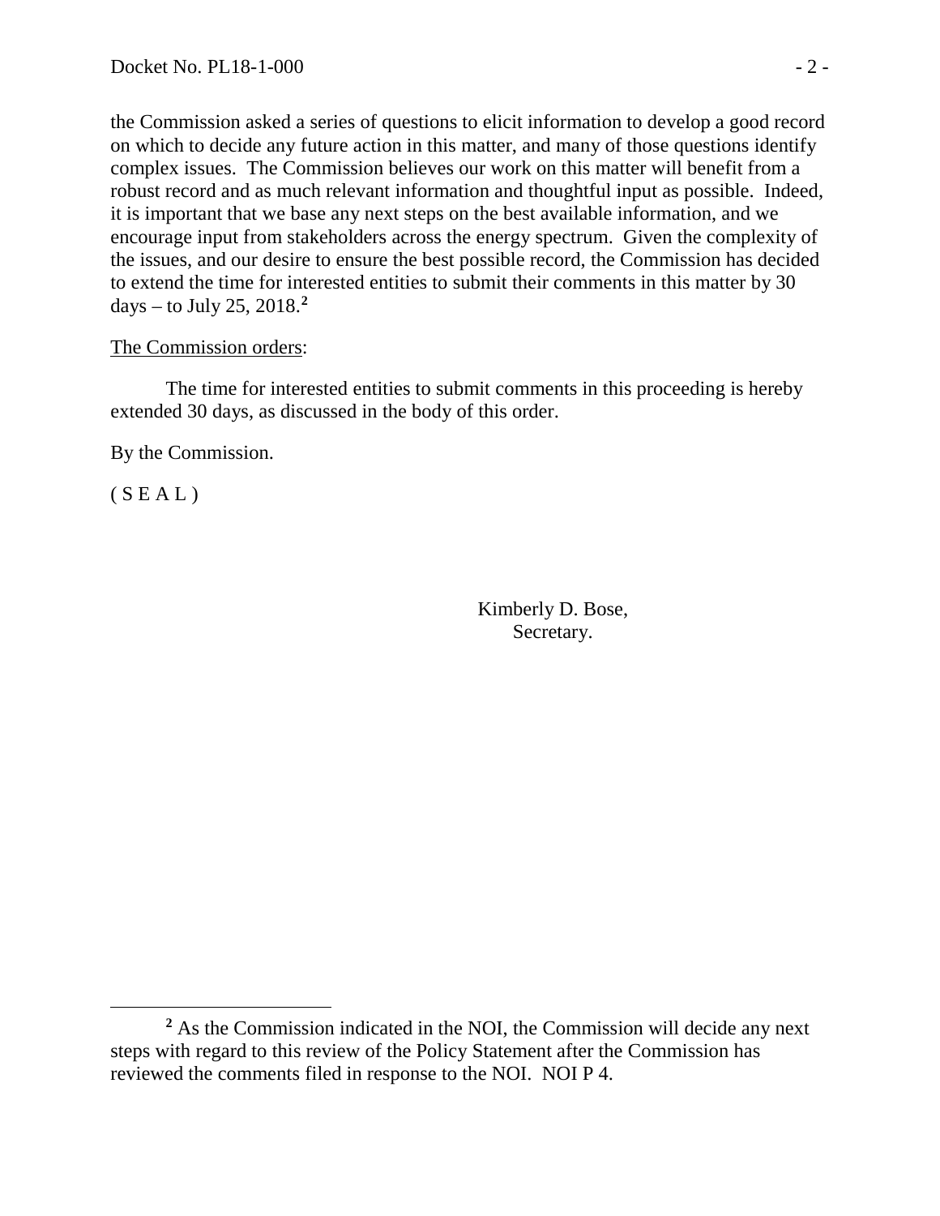the Commission asked a series of questions to elicit information to develop a good record on which to decide any future action in this matter, and many of those questions identify complex issues. The Commission believes our work on this matter will benefit from a robust record and as much relevant information and thoughtful input as possible. Indeed, it is important that we base any next steps on the best available information, and we encourage input from stakeholders across the energy spectrum. Given the complexity of the issues, and our desire to ensure the best possible record, the Commission has decided to extend the time for interested entities to submit their comments in this matter by 30 days – to July 25, 2018.[2]

The Commission orders:

The time for interested entities to submit comments in this proceeding is hereby extended 30 days, as discussed in the body of this order.

By the Commission.

( S E A L )

Kimberly D. Bose,
Secretary.

---

[2] As the Commission indicated in the NOI, the Commission will decide any next steps with regard to this review of the Policy Statement after the Commission has reviewed the comments filed in response to the NOI. NOI P 4.